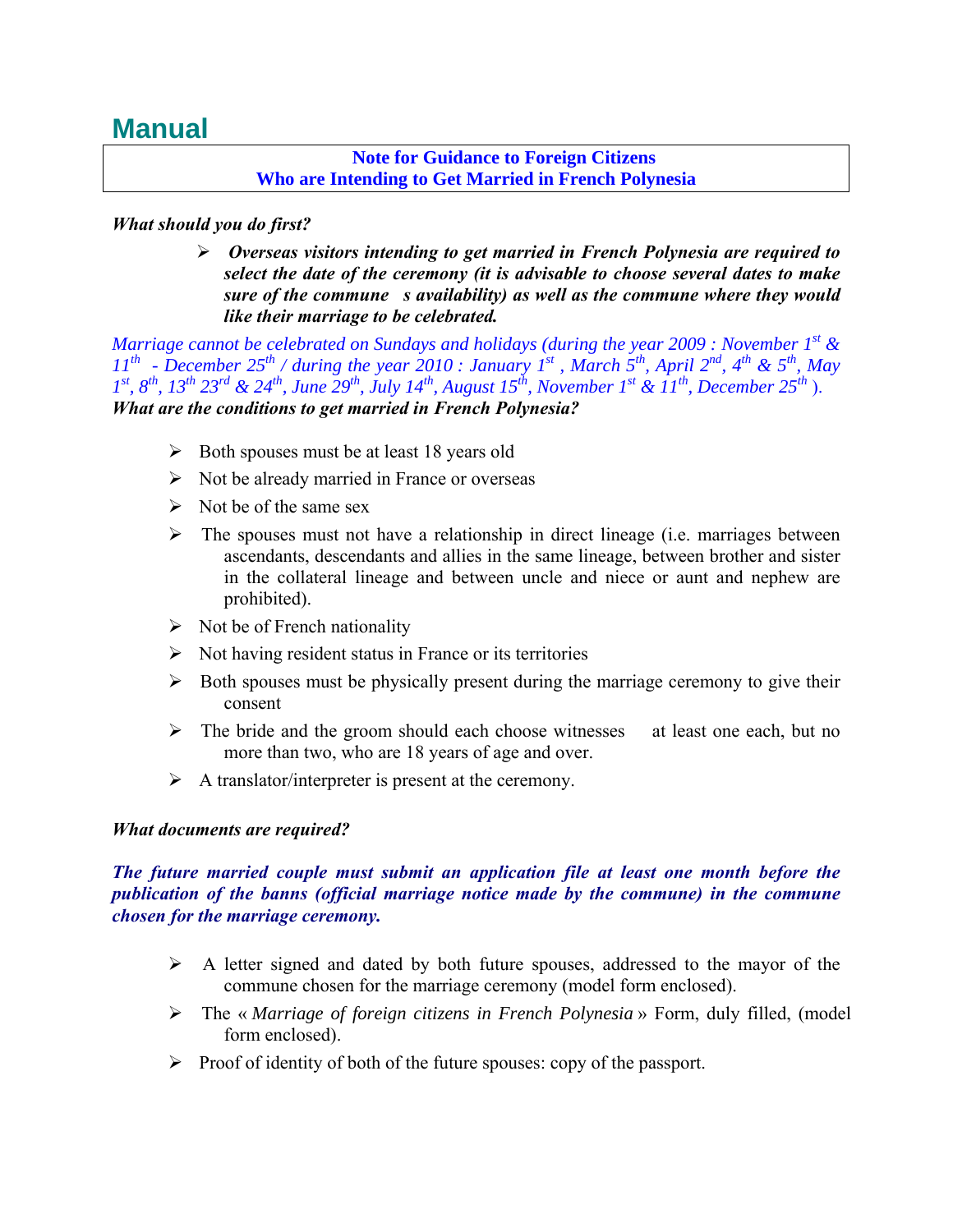# Manual

**Note for Guidance to Foreign Citizens**
**Who are Intending to Get Married in French Polynesia**

***What should you do first?***

- ***Overseas visitors intending to get married in French Polynesia are required to select the date of the ceremony (it is advisable to choose several dates to make sure of the commune s availability) as well as the commune where they would like their marriage to be celebrated.***

*Marriage cannot be celebrated on Sundays and holidays (during the year 2009 : November 1st & 11th - December 25th / during the year 2010 : January 1st , March 5th, April 2nd, 4th & 5th, May 1st, 8th, 13th 23rd & 24th, June 29th, July 14th, August 15th, November 1st & 11th, December 25th ).*

***What are the conditions to get married in French Polynesia?***

- Both spouses must be at least 18 years old
- Not be already married in France or overseas
- Not be of the same sex
- The spouses must not have a relationship in direct lineage (i.e. marriages between ascendants, descendants and allies in the same lineage, between brother and sister in the collateral lineage and between uncle and niece or aunt and nephew are prohibited).
- Not be of French nationality
- Not having resident status in France or its territories
- Both spouses must be physically present during the marriage ceremony to give their consent
- The bride and the groom should each choose witnesses at least one each, but no more than two, who are 18 years of age and over.
- A translator/interpreter is present at the ceremony.

***What documents are required?***

***The future married couple must submit an application file at least one month before the publication of the banns (official marriage notice made by the commune) in the commune chosen for the marriage ceremony.***

- A letter signed and dated by both future spouses, addressed to the mayor of the commune chosen for the marriage ceremony (model form enclosed).
- The « *Marriage of foreign citizens in French Polynesia* » Form, duly filled, (model form enclosed).
- Proof of identity of both of the future spouses: copy of the passport.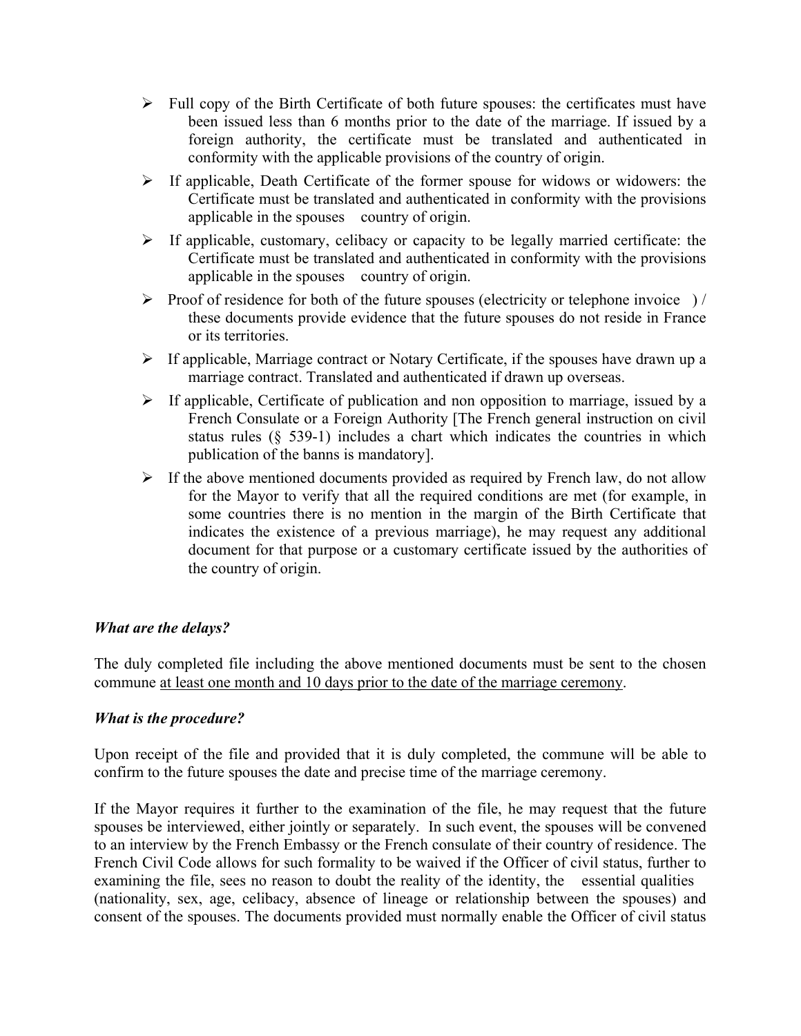- Full copy of the Birth Certificate of both future spouses: the certificates must have been issued less than 6 months prior to the date of the marriage. If issued by a foreign authority, the certificate must be translated and authenticated in conformity with the applicable provisions of the country of origin.
- If applicable, Death Certificate of the former spouse for widows or widowers: the Certificate must be translated and authenticated in conformity with the provisions applicable in the spouses country of origin.
- If applicable, customary, celibacy or capacity to be legally married certificate: the Certificate must be translated and authenticated in conformity with the provisions applicable in the spouses country of origin.
- Proof of residence for both of the future spouses (electricity or telephone invoice ) / these documents provide evidence that the future spouses do not reside in France or its territories.
- If applicable, Marriage contract or Notary Certificate, if the spouses have drawn up a marriage contract. Translated and authenticated if drawn up overseas.
- If applicable, Certificate of publication and non opposition to marriage, issued by a French Consulate or a Foreign Authority [The French general instruction on civil status rules (§ 539-1) includes a chart which indicates the countries in which publication of the banns is mandatory].
- If the above mentioned documents provided as required by French law, do not allow for the Mayor to verify that all the required conditions are met (for example, in some countries there is no mention in the margin of the Birth Certificate that indicates the existence of a previous marriage), he may request any additional document for that purpose or a customary certificate issued by the authorities of the country of origin.

***What are the delays?***

The duly completed file including the above mentioned documents must be sent to the chosen commune <u>at least one month and 10 days prior to the date of the marriage ceremony</u>.

***What is the procedure?***

Upon receipt of the file and provided that it is duly completed, the commune will be able to confirm to the future spouses the date and precise time of the marriage ceremony.

If the Mayor requires it further to the examination of the file, he may request that the future spouses be interviewed, either jointly or separately. In such event, the spouses will be convened to an interview by the French Embassy or the French consulate of their country of residence. The French Civil Code allows for such formality to be waived if the Officer of civil status, further to examining the file, sees no reason to doubt the reality of the identity, the essential qualities (nationality, sex, age, celibacy, absence of lineage or relationship between the spouses) and consent of the spouses. The documents provided must normally enable the Officer of civil status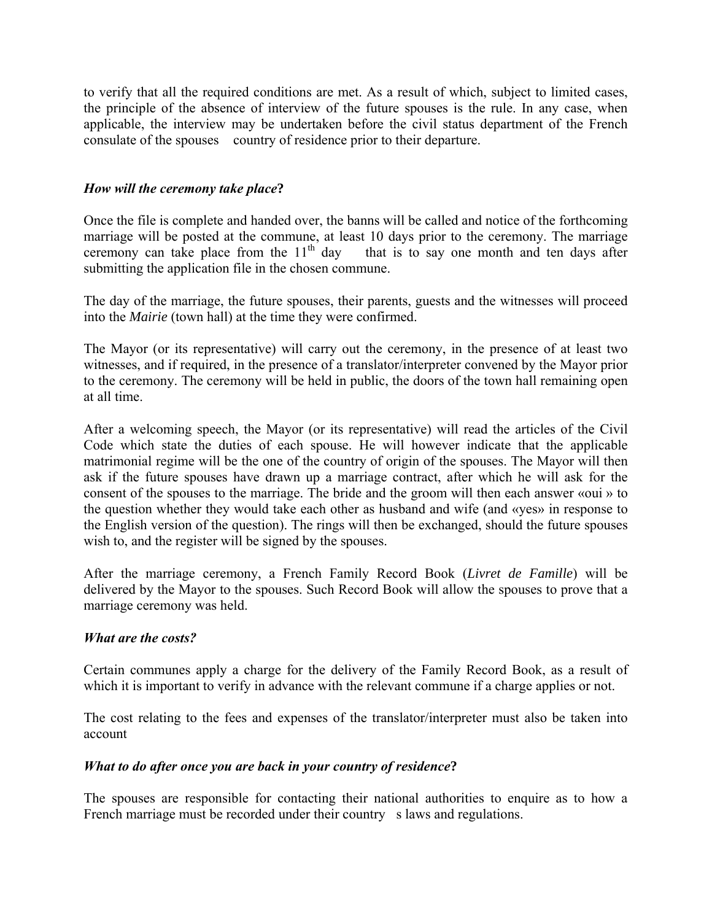to verify that all the required conditions are met. As a result of which, subject to limited cases, the principle of the absence of interview of the future spouses is the rule. In any case, when applicable, the interview may be undertaken before the civil status department of the French consulate of the spouses   country of residence prior to their departure.

***How will the ceremony take place*?**

Once the file is complete and handed over, the banns will be called and notice of the forthcoming marriage will be posted at the commune, at least 10 days prior to the ceremony. The marriage ceremony can take place from the 11th day   that is to say one month and ten days after submitting the application file in the chosen commune.

The day of the marriage, the future spouses, their parents, guests and the witnesses will proceed into the *Mairie* (town hall) at the time they were confirmed.

The Mayor (or its representative) will carry out the ceremony, in the presence of at least two witnesses, and if required, in the presence of a translator/interpreter convened by the Mayor prior to the ceremony. The ceremony will be held in public, the doors of the town hall remaining open at all time.

After a welcoming speech, the Mayor (or its representative) will read the articles of the Civil Code which state the duties of each spouse. He will however indicate that the applicable matrimonial regime will be the one of the country of origin of the spouses. The Mayor will then ask if the future spouses have drawn up a marriage contract, after which he will ask for the consent of the spouses to the marriage. The bride and the groom will then each answer «oui » to the question whether they would take each other as husband and wife (and «yes» in response to the English version of the question). The rings will then be exchanged, should the future spouses wish to, and the register will be signed by the spouses.

After the marriage ceremony, a French Family Record Book (*Livret de Famille*) will be delivered by the Mayor to the spouses. Such Record Book will allow the spouses to prove that a marriage ceremony was held.

***What are the costs?***

Certain communes apply a charge for the delivery of the Family Record Book, as a result of which it is important to verify in advance with the relevant commune if a charge applies or not.

The cost relating to the fees and expenses of the translator/interpreter must also be taken into account

***What to do after once you are back in your country of residence*?**

The spouses are responsible for contacting their national authorities to enquire as to how a French marriage must be recorded under their country   s laws and regulations.